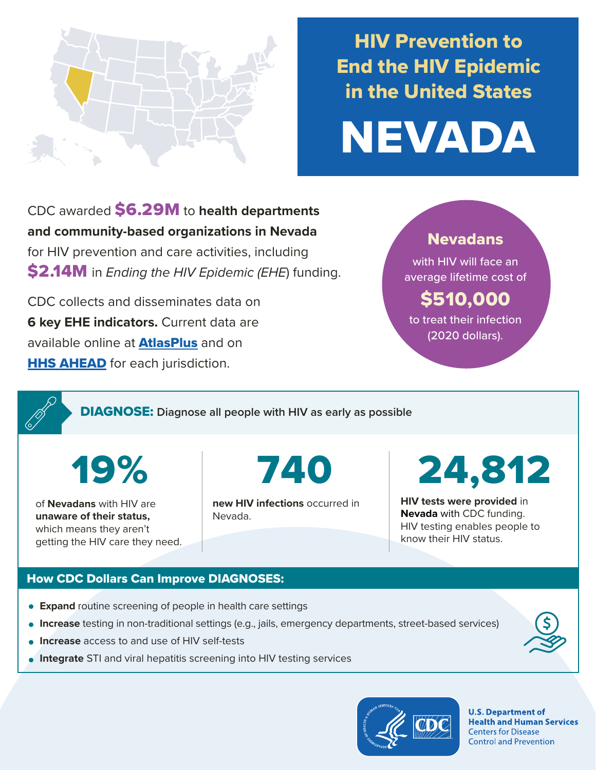# HIV Prevention to End the HIV Epidemic in the United States

# NEVADA

CDC awarded **$6.29M** to **health departments and community-based organizations in Nevada** for HIV prevention and care activities, including **$2.14M** in *Ending the HIV Epidemic (EHE)* funding.

CDC collects and disseminates data on **6 key EHE indicators.** Current data are available online at **AtlasPlus** and on **HHS AHEAD** for each jurisdiction.

**Nevadans** with HIV will face an average lifetime cost of **$510,000** to treat their infection (2020 dollars).

## DIAGNOSE: Diagnose all people with HIV as early as possible

**19%**

of **Nevadans** with HIV are **unaware of their status,** which means they aren't getting the HIV care they need.

**740**

**new HIV infections** occurred in Nevada.

**24,812**

**HIV tests were provided** in **Nevada** with CDC funding. HIV testing enables people to know their HIV status.

### How CDC Dollars Can Improve DIAGNOSES:

- **Expand** routine screening of people in health care settings
- **Increase** testing in non-traditional settings (e.g., jails, emergency departments, street-based services)
- **Increase** access to and use of HIV self-tests
- **Integrate** STI and viral hepatitis screening into HIV testing services

U.S. Department of Health and Human Services
Centers for Disease Control and Prevention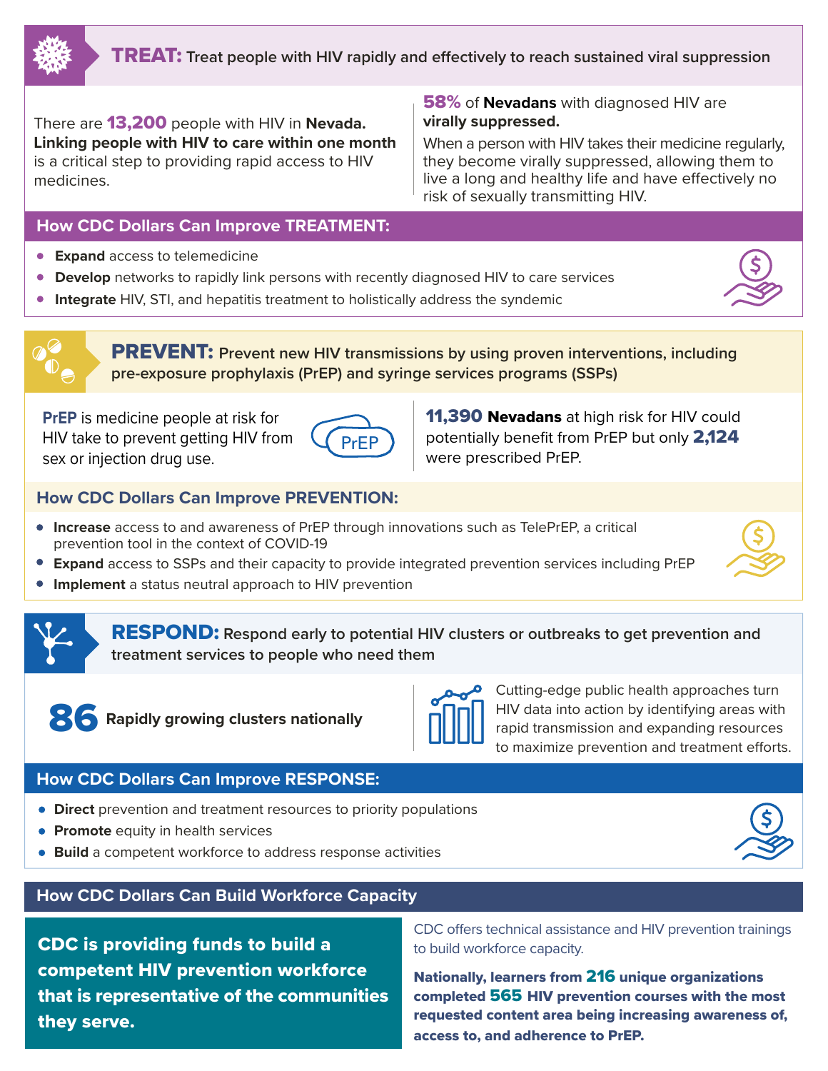## **TREAT:** Treat people with HIV rapidly and effectively to reach sustained viral suppression

There are **13,200** people with HIV in **Nevada. Linking people with HIV to care within one month** is a critical step to providing rapid access to HIV medicines.

**58%** of **Nevadans** with diagnosed HIV are **virally suppressed.**

When a person with HIV takes their medicine regularly, they become virally suppressed, allowing them to live a long and healthy life and have effectively no risk of sexually transmitting HIV.

### How CDC Dollars Can Improve TREATMENT:

- **Expand** access to telemedicine
- **Develop** networks to rapidly link persons with recently diagnosed HIV to care services
- **Integrate** HIV, STI, and hepatitis treatment to holistically address the syndemic

## **PREVENT:** Prevent new HIV transmissions by using proven interventions, including pre-exposure prophylaxis (PrEP) and syringe services programs (SSPs)

**PrEP** is medicine people at risk for HIV take to prevent getting HIV from sex or injection drug use.

PrEP

**11,390 Nevadans** at high risk for HIV could potentially benefit from PrEP but only **2,124** were prescribed PrEP.

### How CDC Dollars Can Improve PREVENTION:

- **Increase** access to and awareness of PrEP through innovations such as TelePrEP, a critical prevention tool in the context of COVID-19
- **Expand** access to SSPs and their capacity to provide integrated prevention services including PrEP
- **Implement** a status neutral approach to HIV prevention

## **RESPOND:** Respond early to potential HIV clusters or outbreaks to get prevention and treatment services to people who need them

**86** **Rapidly growing clusters nationally**

Cutting-edge public health approaches turn HIV data into action by identifying areas with rapid transmission and expanding resources to maximize prevention and treatment efforts.

### How CDC Dollars Can Improve RESPONSE:

- **Direct** prevention and treatment resources to priority populations
- **Promote** equity in health services
- **Build** a competent workforce to address response activities

### How CDC Dollars Can Build Workforce Capacity

**CDC is providing funds to build a competent HIV prevention workforce that is representative of the communities they serve.**

CDC offers technical assistance and HIV prevention trainings to build workforce capacity.

**Nationally, learners from 216 unique organizations completed 565 HIV prevention courses with the most requested content area being increasing awareness of, access to, and adherence to PrEP.**